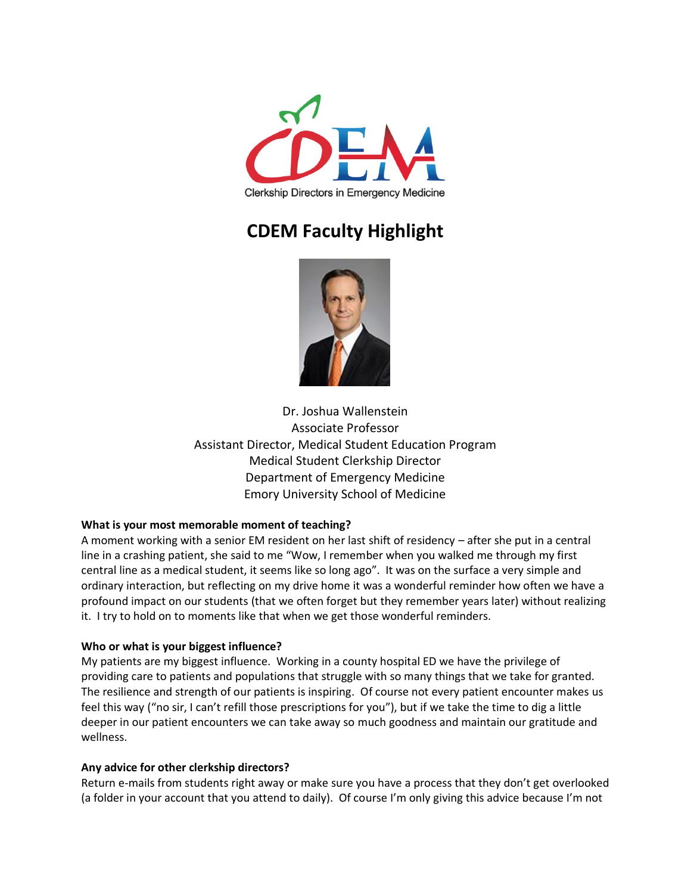Clerkship Directors in Emergency Medicine

# CDEM Faculty Highlight

Dr. Joshua Wallenstein
Associate Professor
Assistant Director, Medical Student Education Program
Medical Student Clerkship Director
Department of Emergency Medicine
Emory University School of Medicine

**What is your most memorable moment of teaching?**

A moment working with a senior EM resident on her last shift of residency – after she put in a central line in a crashing patient, she said to me "Wow, I remember when you walked me through my first central line as a medical student, it seems like so long ago". It was on the surface a very simple and ordinary interaction, but reflecting on my drive home it was a wonderful reminder how often we have a profound impact on our students (that we often forget but they remember years later) without realizing it. I try to hold on to moments like that when we get those wonderful reminders.

**Who or what is your biggest influence?**

My patients are my biggest influence. Working in a county hospital ED we have the privilege of providing care to patients and populations that struggle with so many things that we take for granted. The resilience and strength of our patients is inspiring. Of course not every patient encounter makes us feel this way ("no sir, I can't refill those prescriptions for you"), but if we take the time to dig a little deeper in our patient encounters we can take away so much goodness and maintain our gratitude and wellness.

**Any advice for other clerkship directors?**

Return e-mails from students right away or make sure you have a process that they don't get overlooked (a folder in your account that you attend to daily). Of course I'm only giving this advice because I'm not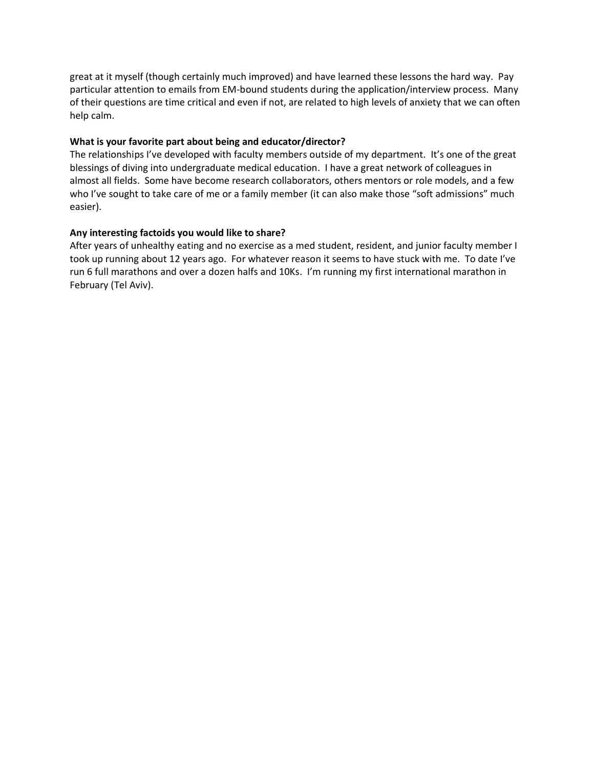great at it myself (though certainly much improved) and have learned these lessons the hard way. Pay particular attention to emails from EM-bound students during the application/interview process. Many of their questions are time critical and even if not, are related to high levels of anxiety that we can often help calm.

**What is your favorite part about being and educator/director?**

The relationships I've developed with faculty members outside of my department. It's one of the great blessings of diving into undergraduate medical education. I have a great network of colleagues in almost all fields. Some have become research collaborators, others mentors or role models, and a few who I've sought to take care of me or a family member (it can also make those "soft admissions" much easier).

**Any interesting factoids you would like to share?**

After years of unhealthy eating and no exercise as a med student, resident, and junior faculty member I took up running about 12 years ago. For whatever reason it seems to have stuck with me. To date I've run 6 full marathons and over a dozen halfs and 10Ks. I'm running my first international marathon in February (Tel Aviv).